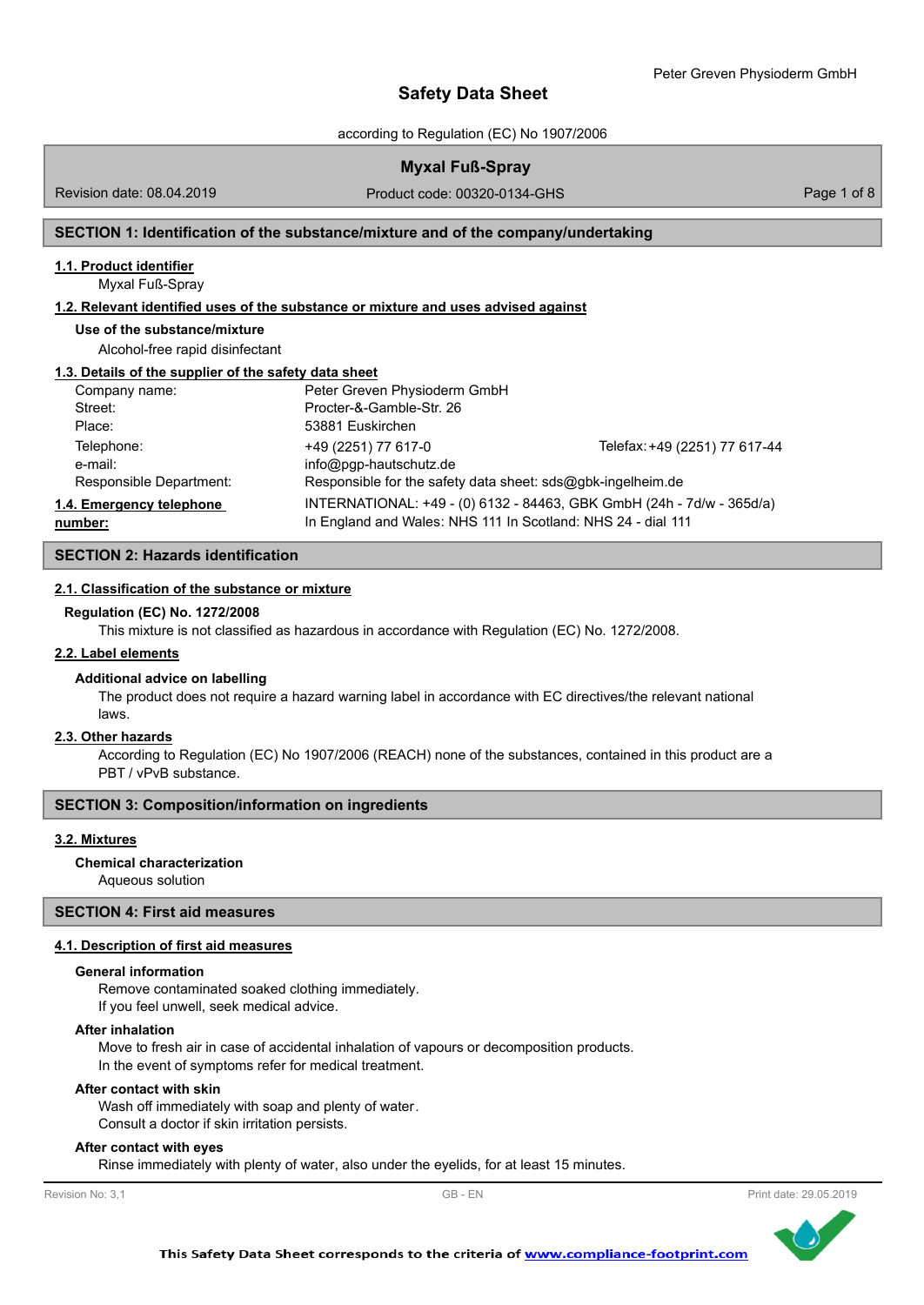# Safety Data Sheet

according to Regulation (EC) No 1907/2006

## Myxal Fuß-Spray

Revision date: 08.04.2019 | Product code: 00320-0134-GHS

## SECTION 1: Identification of the substance/mixture and of the company/undertaking

### 1.1. Product identifier

Myxal Fuß-Spray

### 1.2. Relevant identified uses of the substance or mixture and uses advised against

**Use of the substance/mixture**

Alcohol-free rapid disinfectant

### 1.3. Details of the supplier of the safety data sheet

| | | |
|---|---|---|
| Company name: | Peter Greven Physioderm GmbH | |
| Street: | Procter-&-Gamble-Str. 26 | |
| Place: | 53881 Euskirchen | |
| Telephone: | +49 (2251) 77 617-0 | Telefax: +49 (2251) 77 617-44 |
| e-mail: | info@pgp-hautschutz.de | |
| Responsible Department: | Responsible for the safety data sheet: sds@gbk-ingelheim.de | |

### 1.4. Emergency telephone number:

INTERNATIONAL: +49 - (0) 6132 - 84463, GBK GmbH (24h - 7d/w - 365d/a)
In England and Wales: NHS 111 In Scotland: NHS 24 - dial 111

## SECTION 2: Hazards identification

### 2.1. Classification of the substance or mixture

**Regulation (EC) No. 1272/2008**

This mixture is not classified as hazardous in accordance with Regulation (EC) No. 1272/2008.

### 2.2. Label elements

**Additional advice on labelling**

The product does not require a hazard warning label in accordance with EC directives/the relevant national laws.

### 2.3. Other hazards

According to Regulation (EC) No 1907/2006 (REACH) none of the substances, contained in this product are a PBT / vPvB substance.

## SECTION 3: Composition/information on ingredients

### 3.2. Mixtures

**Chemical characterization**

Aqueous solution

## SECTION 4: First aid measures

### 4.1. Description of first aid measures

**General information**

Remove contaminated soaked clothing immediately.
If you feel unwell, seek medical advice.

**After inhalation**

Move to fresh air in case of accidental inhalation of vapours or decomposition products.
In the event of symptoms refer for medical treatment.

**After contact with skin**

Wash off immediately with soap and plenty of water.
Consult a doctor if skin irritation persists.

**After contact with eyes**

Rinse immediately with plenty of water, also under the eyelids, for at least 15 minutes.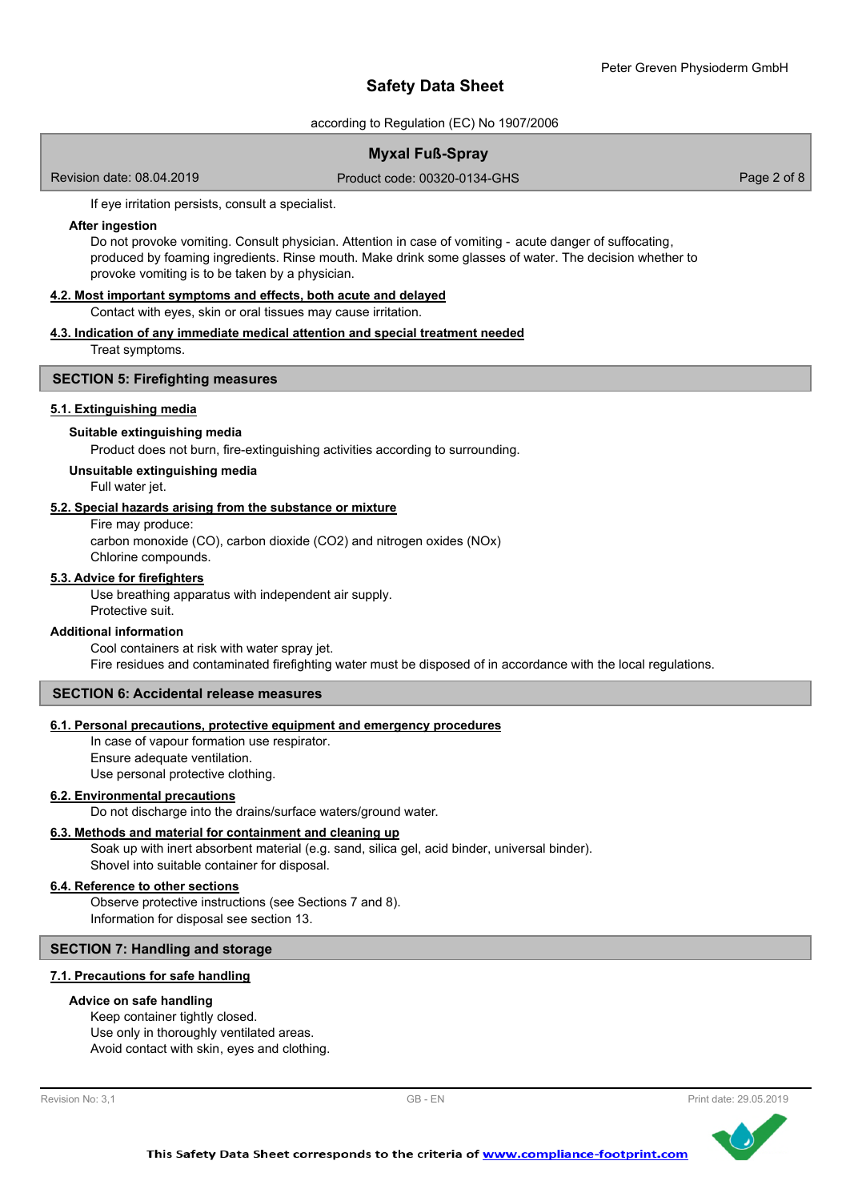If eye irritation persists, consult a specialist.

**After ingestion**

Do not provoke vomiting. Consult physician. Attention in case of vomiting - acute danger of suffocating, produced by foaming ingredients. Rinse mouth. Make drink some glasses of water. The decision whether to provoke vomiting is to be taken by a physician.

### 4.2. Most important symptoms and effects, both acute and delayed

Contact with eyes, skin or oral tissues may cause irritation.

### 4.3. Indication of any immediate medical attention and special treatment needed

Treat symptoms.

## SECTION 5: Firefighting measures

### 5.1. Extinguishing media

**Suitable extinguishing media**

Product does not burn, fire-extinguishing activities according to surrounding.

**Unsuitable extinguishing media**

Full water jet.

### 5.2. Special hazards arising from the substance or mixture

Fire may produce:
carbon monoxide (CO), carbon dioxide ($CO_2$) and nitrogen oxides ($NO_x$)
Chlorine compounds.

### 5.3. Advice for firefighters

Use breathing apparatus with independent air supply.
Protective suit.

**Additional information**

Cool containers at risk with water spray jet.
Fire residues and contaminated firefighting water must be disposed of in accordance with the local regulations.

## SECTION 6: Accidental release measures

### 6.1. Personal precautions, protective equipment and emergency procedures

In case of vapour formation use respirator.
Ensure adequate ventilation.
Use personal protective clothing.

### 6.2. Environmental precautions

Do not discharge into the drains/surface waters/ground water.

### 6.3. Methods and material for containment and cleaning up

Soak up with inert absorbent material (e.g. sand, silica gel, acid binder, universal binder).
Shovel into suitable container for disposal.

### 6.4. Reference to other sections

Observe protective instructions (see Sections 7 and 8).
Information for disposal see section 13.

## SECTION 7: Handling and storage

### 7.1. Precautions for safe handling

**Advice on safe handling**

Keep container tightly closed.
Use only in thoroughly ventilated areas.
Avoid contact with skin, eyes and clothing.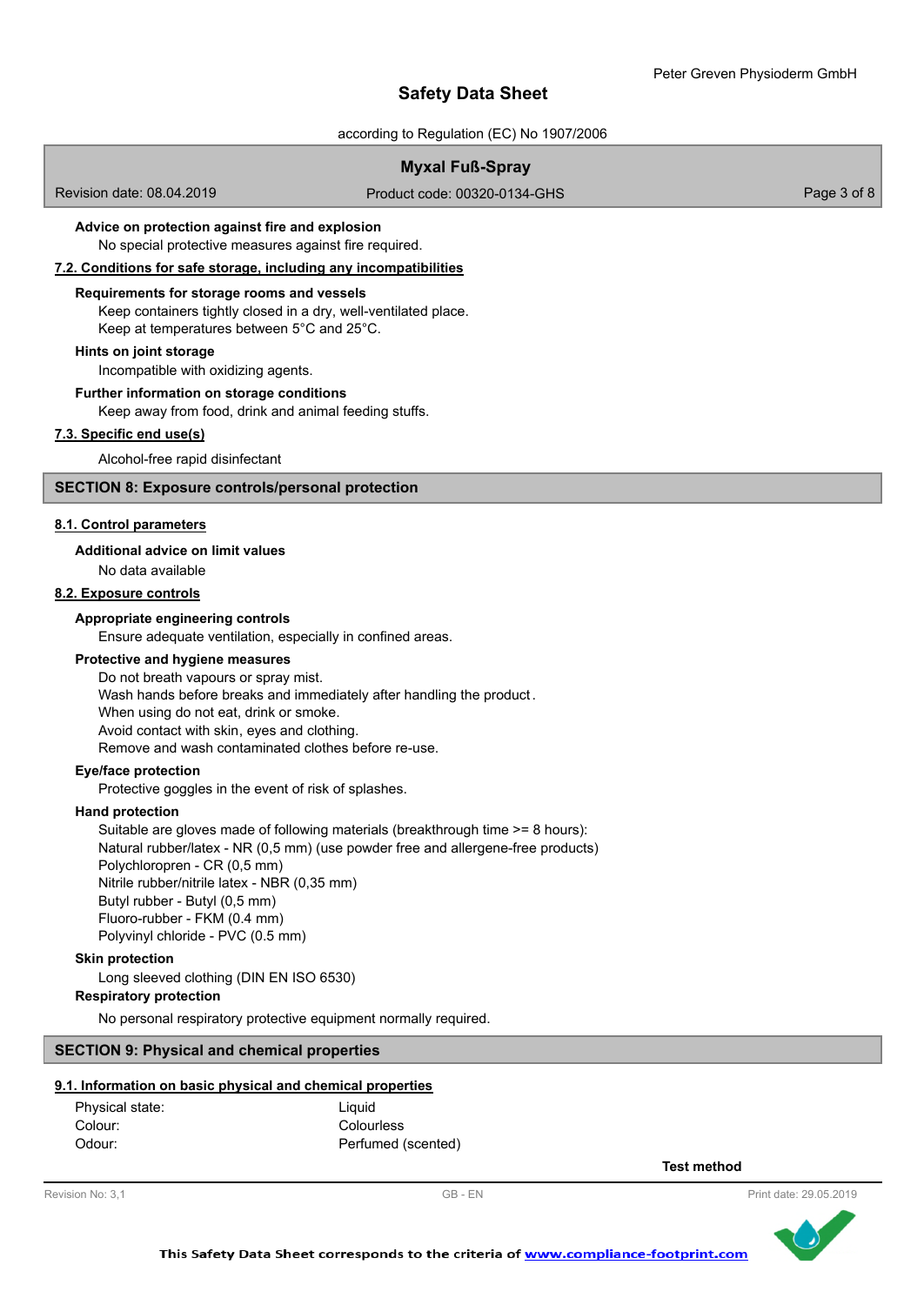### Advice on protection against fire and explosion

No special protective measures against fire required.

## 7.2. Conditions for safe storage, including any incompatibilities

### Requirements for storage rooms and vessels

Keep containers tightly closed in a dry, well-ventilated place.
Keep at temperatures between 5°C and 25°C.

### Hints on joint storage

Incompatible with oxidizing agents.

### Further information on storage conditions

Keep away from food, drink and animal feeding stuffs.

## 7.3. Specific end use(s)

Alcohol-free rapid disinfectant

# SECTION 8: Exposure controls/personal protection

## 8.1. Control parameters

### Additional advice on limit values

No data available

## 8.2. Exposure controls

### Appropriate engineering controls

Ensure adequate ventilation, especially in confined areas.

### Protective and hygiene measures

Do not breath vapours or spray mist.
Wash hands before breaks and immediately after handling the product.
When using do not eat, drink or smoke.
Avoid contact with skin, eyes and clothing.
Remove and wash contaminated clothes before re-use.

### Eye/face protection

Protective goggles in the event of risk of splashes.

### Hand protection

Suitable are gloves made of following materials (breakthrough time >= 8 hours):
Natural rubber/latex - NR (0,5 mm) (use powder free and allergene-free products)
Polychloropren - CR (0,5 mm)
Nitrile rubber/nitrile latex - NBR (0,35 mm)
Butyl rubber - Butyl (0,5 mm)
Fluoro-rubber - FKM (0.4 mm)
Polyvinyl chloride - PVC (0.5 mm)

### Skin protection

Long sleeved clothing (DIN EN ISO 6530)

### Respiratory protection

No personal respiratory protective equipment normally required.

# SECTION 9: Physical and chemical properties

## 9.1. Information on basic physical and chemical properties

| | | |
|---|---|---|
| Physical state: | Liquid | |
| Colour: | Colourless | |
| Odour: | Perfumed (scented) | |
| | | **Test method** |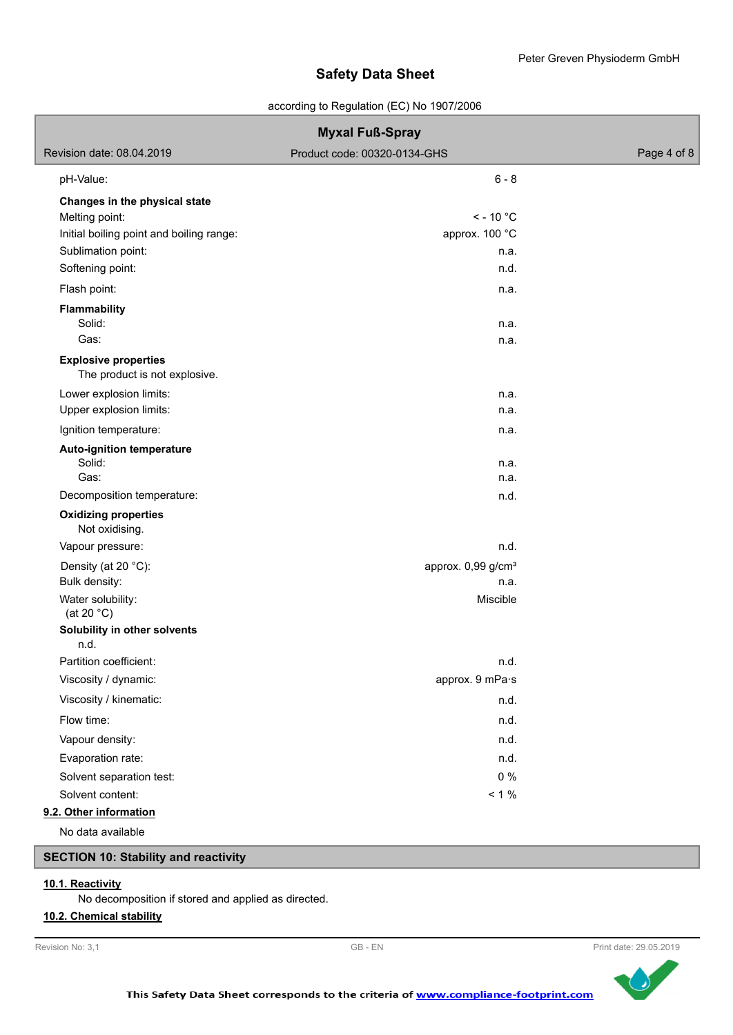| | |
|---|---|
| pH-Value: | 6 - 8 |
| **Changes in the physical state** | |
| Melting point: | < - 10 °C |
| Initial boiling point and boiling range: | approx. 100 °C |
| Sublimation point: | n.a. |
| Softening point: | n.d. |
| Flash point: | n.a. |
| **Flammability** | |
| Solid: | n.a. |
| Gas: | n.a. |
| **Explosive properties** | |
| The product is not explosive. | |
| Lower explosion limits: | n.a. |
| Upper explosion limits: | n.a. |
| Ignition temperature: | n.a. |
| **Auto-ignition temperature** | |
| Solid: | n.a. |
| Gas: | n.a. |
| Decomposition temperature: | n.d. |
| **Oxidizing properties** | |
| Not oxidising. | |
| Vapour pressure: | n.d. |
| Density (at 20 °C): | approx. 0,99 g/cm³ |
| Bulk density: | n.a. |
| Water solubility: (at 20 °C) | Miscible |
| **Solubility in other solvents** | |
| n.d. | |
| Partition coefficient: | n.d. |
| Viscosity / dynamic: | approx. 9 mPa·s |
| Viscosity / kinematic: | n.d. |
| Flow time: | n.d. |
| Vapour density: | n.d. |
| Evaporation rate: | n.d. |
| Solvent separation test: | 0 % |
| Solvent content: | < 1 % |

### 9.2. Other information

No data available

## SECTION 10: Stability and reactivity

### 10.1. Reactivity

No decomposition if stored and applied as directed.

### 10.2. Chemical stability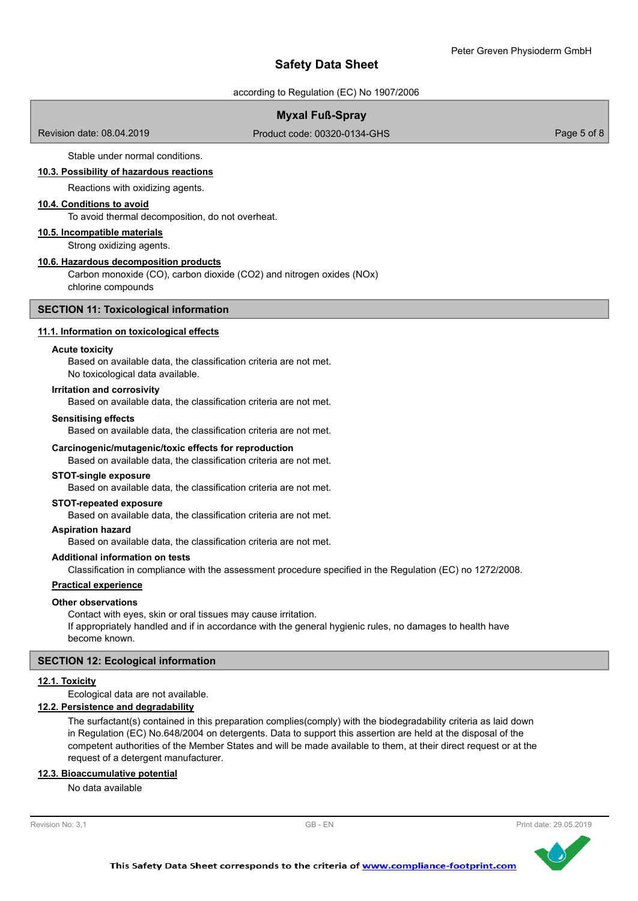Stable under normal conditions.

### 10.3. Possibility of hazardous reactions

Reactions with oxidizing agents.

### 10.4. Conditions to avoid

To avoid thermal decomposition, do not overheat.

### 10.5. Incompatible materials

Strong oxidizing agents.

### 10.6. Hazardous decomposition products

Carbon monoxide (CO), carbon dioxide ($CO_2$) and nitrogen oxides (NOx)
chlorine compounds

## SECTION 11: Toxicological information

### 11.1. Information on toxicological effects

**Acute toxicity**

Based on available data, the classification criteria are not met.
No toxicological data available.

**Irritation and corrosivity**

Based on available data, the classification criteria are not met.

**Sensitising effects**

Based on available data, the classification criteria are not met.

**Carcinogenic/mutagenic/toxic effects for reproduction**

Based on available data, the classification criteria are not met.

**STOT-single exposure**

Based on available data, the classification criteria are not met.

**STOT-repeated exposure**

Based on available data, the classification criteria are not met.

**Aspiration hazard**

Based on available data, the classification criteria are not met.

**Additional information on tests**

Classification in compliance with the assessment procedure specified in the Regulation (EC) no 1272/2008.

**Practical experience**

**Other observations**

Contact with eyes, skin or oral tissues may cause irritation.
If appropriately handled and if in accordance with the general hygienic rules, no damages to health have become known.

## SECTION 12: Ecological information

### 12.1. Toxicity

Ecological data are not available.

### 12.2. Persistence and degradability

The surfactant(s) contained in this preparation complies(comply) with the biodegradability criteria as laid down in Regulation (EC) No.648/2004 on detergents. Data to support this assertion are held at the disposal of the competent authorities of the Member States and will be made available to them, at their direct request or at the request of a detergent manufacturer.

### 12.3. Bioaccumulative potential

No data available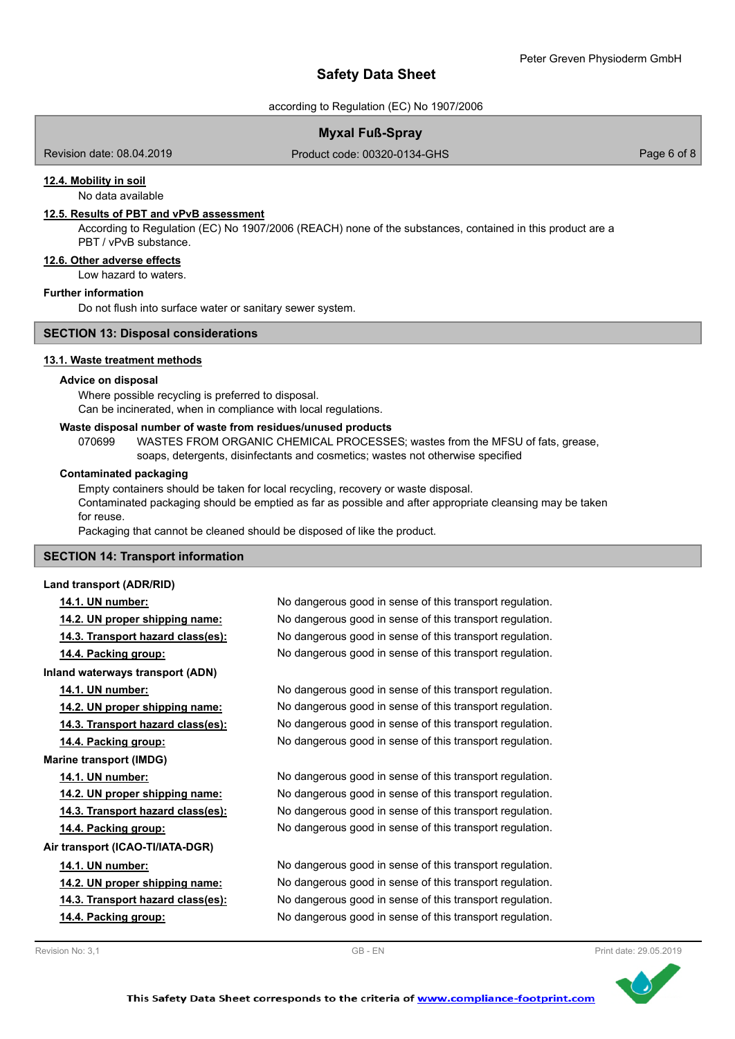#### 12.4. Mobility in soil

No data available

#### 12.5. Results of PBT and vPvB assessment

According to Regulation (EC) No 1907/2006 (REACH) none of the substances, contained in this product are a PBT / vPvB substance.

#### 12.6. Other adverse effects

Low hazard to waters.

**Further information**

Do not flush into surface water or sanitary sewer system.

## SECTION 13: Disposal considerations

#### 13.1. Waste treatment methods

**Advice on disposal**

Where possible recycling is preferred to disposal.
Can be incinerated, when in compliance with local regulations.

**Waste disposal number of waste from residues/unused products**

070699 WASTES FROM ORGANIC CHEMICAL PROCESSES; wastes from the MFSU of fats, grease, soaps, detergents, disinfectants and cosmetics; wastes not otherwise specified

**Contaminated packaging**

Empty containers should be taken for local recycling, recovery or waste disposal.
Contaminated packaging should be emptied as far as possible and after appropriate cleansing may be taken for reuse.
Packaging that cannot be cleaned should be disposed of like the product.

## SECTION 14: Transport information

**Land transport (ADR/RID)**

| | |
|---|---|
| 14.1. UN number: | No dangerous good in sense of this transport regulation. |
| 14.2. UN proper shipping name: | No dangerous good in sense of this transport regulation. |
| 14.3. Transport hazard class(es): | No dangerous good in sense of this transport regulation. |
| 14.4. Packing group: | No dangerous good in sense of this transport regulation. |

**Inland waterways transport (ADN)**

| | |
|---|---|
| 14.1. UN number: | No dangerous good in sense of this transport regulation. |
| 14.2. UN proper shipping name: | No dangerous good in sense of this transport regulation. |
| 14.3. Transport hazard class(es): | No dangerous good in sense of this transport regulation. |
| 14.4. Packing group: | No dangerous good in sense of this transport regulation. |

**Marine transport (IMDG)**

| | |
|---|---|
| 14.1. UN number: | No dangerous good in sense of this transport regulation. |
| 14.2. UN proper shipping name: | No dangerous good in sense of this transport regulation. |
| 14.3. Transport hazard class(es): | No dangerous good in sense of this transport regulation. |
| 14.4. Packing group: | No dangerous good in sense of this transport regulation. |

**Air transport (ICAO-TI/IATA-DGR)**

| | |
|---|---|
| 14.1. UN number: | No dangerous good in sense of this transport regulation. |
| 14.2. UN proper shipping name: | No dangerous good in sense of this transport regulation. |
| 14.3. Transport hazard class(es): | No dangerous good in sense of this transport regulation. |
| 14.4. Packing group: | No dangerous good in sense of this transport regulation. |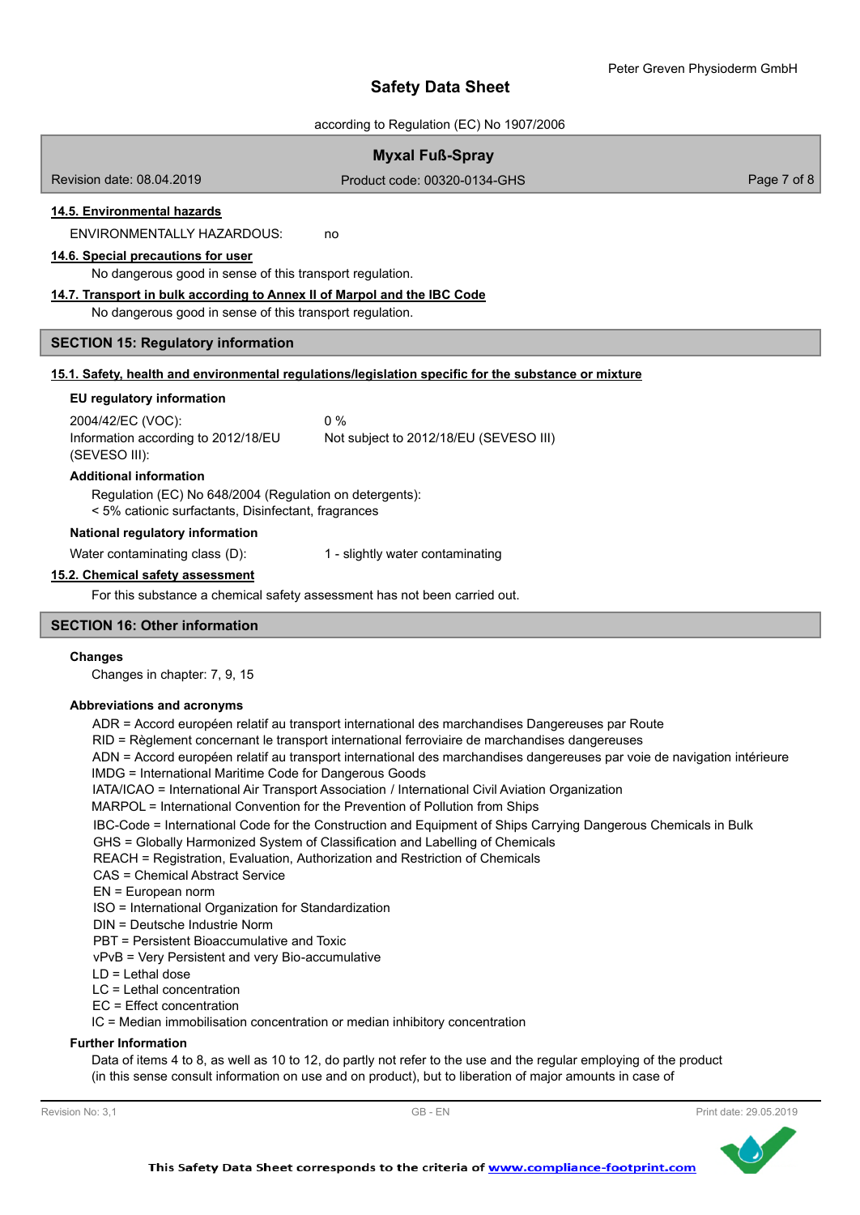### 14.5. Environmental hazards

ENVIRONMENTALLY HAZARDOUS: no

### 14.6. Special precautions for user

No dangerous good in sense of this transport regulation.

### 14.7. Transport in bulk according to Annex II of Marpol and the IBC Code

No dangerous good in sense of this transport regulation.

## SECTION 15: Regulatory information

### 15.1. Safety, health and environmental regulations/legislation specific for the substance or mixture

**EU regulatory information**

| | |
|---|---|
| 2004/42/EC (VOC): | 0 % |
| Information according to 2012/18/EU (SEVESO III): | Not subject to 2012/18/EU (SEVESO III) |

**Additional information**

Regulation (EC) No 648/2004 (Regulation on detergents):
< 5% cationic surfactants, Disinfectant, fragrances

**National regulatory information**

| | |
|---|---|
| Water contaminating class (D): | 1 - slightly water contaminating |

### 15.2. Chemical safety assessment

For this substance a chemical safety assessment has not been carried out.

## SECTION 16: Other information

**Changes**

Changes in chapter: 7, 9, 15

**Abbreviations and acronyms**

ADR = Accord européen relatif au transport international des marchandises Dangereuses par Route
RID = Règlement concernant le transport international ferroviaire de marchandises dangereuses
ADN = Accord européen relatif au transport international des marchandises dangereuses par voie de navigation intérieure
IMDG = International Maritime Code for Dangerous Goods
IATA/ICAO = International Air Transport Association / International Civil Aviation Organization
MARPOL = International Convention for the Prevention of Pollution from Ships
IBC-Code = International Code for the Construction and Equipment of Ships Carrying Dangerous Chemicals in Bulk
GHS = Globally Harmonized System of Classification and Labelling of Chemicals
REACH = Registration, Evaluation, Authorization and Restriction of Chemicals
CAS = Chemical Abstract Service
EN = European norm
ISO = International Organization for Standardization
DIN = Deutsche Industrie Norm
PBT = Persistent Bioaccumulative and Toxic
vPvB = Very Persistent and very Bio-accumulative
LD = Lethal dose
LC = Lethal concentration
EC = Effect concentration
IC = Median immobilisation concentration or median inhibitory concentration

**Further Information**

Data of items 4 to 8, as well as 10 to 12, do partly not refer to the use and the regular employing of the product (in this sense consult information on use and on product), but to liberation of major amounts in case of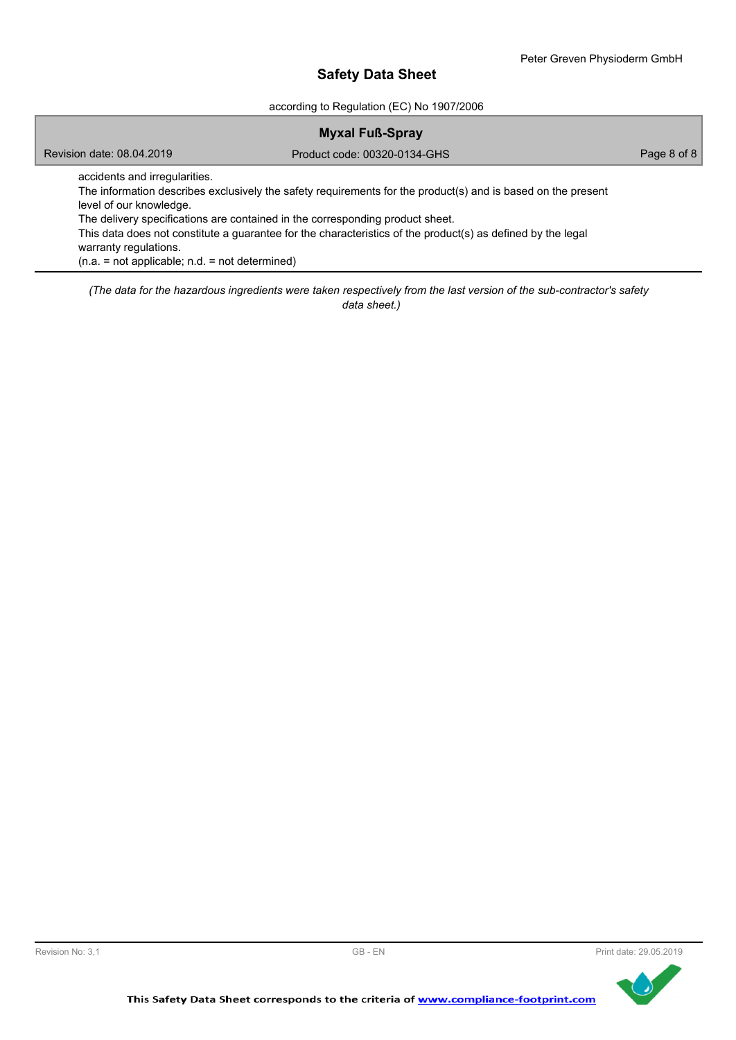accidents and irregularities.
The information describes exclusively the safety requirements for the product(s) and is based on the present level of our knowledge.
The delivery specifications are contained in the corresponding product sheet.
This data does not constitute a guarantee for the characteristics of the product(s) as defined by the legal warranty regulations.
(n.a. = not applicable; n.d. = not determined)

*(The data for the hazardous ingredients were taken respectively from the last version of the sub-contractor's safety data sheet.)*